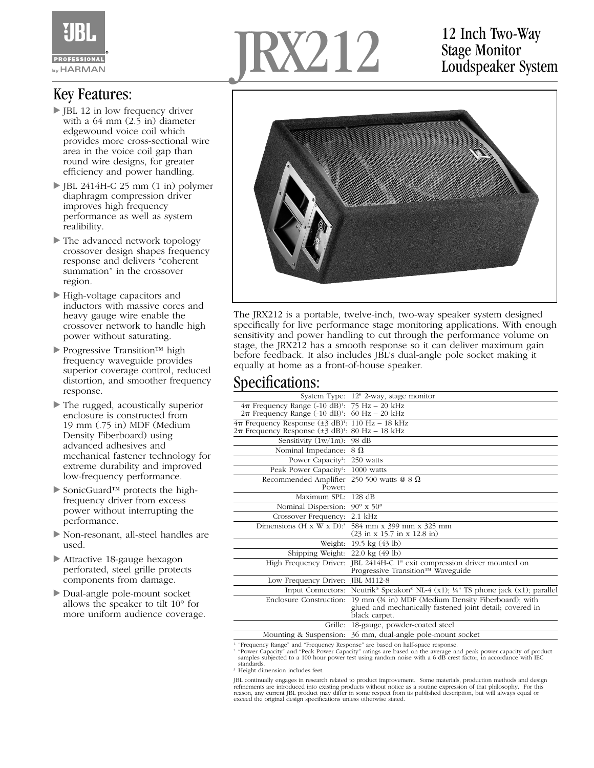# JRX212

## 12 Inch Two-Way Stage Monitor Loudspeaker System

## Key Features:

- JBL 12 in low frequency driver with a 64 mm (2.5 in) diameter edgewound voice coil which provides more cross-sectional wire area in the voice coil gap than round wire designs, for greater efficiency and power handling.
- JBL 2414H-C 25 mm (1 in) polymer diaphragm compression driver improves high frequency performance as well as system realibility.
- The advanced network topology crossover design shapes frequency response and delivers "coherent summation" in the crossover region.
- High-voltage capacitors and inductors with massive cores and heavy gauge wire enable the crossover network to handle high power without saturating.
- Progressive Transition™ high frequency waveguide provides superior coverage control, reduced distortion, and smoother frequency response.
- The rugged, acoustically superior enclosure is constructed from 19 mm (.75 in) MDF (Medium Density Fiberboard) using advanced adhesives and mechanical fastener technology for extreme durability and improved low-frequency performance.
- SonicGuard™ protects the high-frequency driver from excess power without interrupting the performance.
- Non-resonant, all-steel handles are used.
- Attractive 18-gauge hexagon perforated, steel grille protects components from damage.
- Dual-angle pole-mount socket allows the speaker to tilt 10° for more uniform audience coverage.

The JRX212 is a portable, twelve-inch, two-way speaker system designed specifically for live performance stage monitoring applications. With enough sensitivity and power handling to cut through the performance volume on stage, the JRX212 has a smooth response so it can deliver maximum gain before feedback. It also includes JBL's dual-angle pole socket making it equally at home as a front-of-house speaker.

## Specifications:

| | |
|---|---|
| System Type: | 12" 2-way, stage monitor |
| $4\pi$ Frequency Range (-10 dB)[1]:<br>$2\pi$ Frequency Range (-10 dB)[1]: | 75 Hz – 20 kHz<br>60 Hz – 20 kHz |
| $4\pi$ Frequency Response (±3 dB)[1]:<br>$2\pi$ Frequency Response (±3 dB)[1]: | 110 Hz – 18 kHz<br>80 Hz – 18 kHz |
| Sensitivity (1w/1m): | 98 dB |
| Nominal Impedance: | 8 Ω |
| Power Capacity[2]: | 250 watts |
| Peak Power Capacity[2]: | 1000 watts |
| Recommended Amplifier Power: | 250-500 watts @ 8 Ω |
| Maximum SPL: | 128 dB |
| Nominal Dispersion: | 90° x 50° |
| Crossover Frequency: | 2.1 kHz |
| Dimensions (H x W x D):[3] | 584 mm x 399 mm x 325 mm<br>(23 in x 15.7 in x 12.8 in) |
| Weight: | 19.5 kg (43 lb) |
| Shipping Weight: | 22.0 kg (49 lb) |
| High Frequency Driver: | JBL 2414H-C 1" exit compression driver mounted on Progressive Transition™ Waveguide |
| Low Frequency Driver: | JBL M112-8 |
| Input Connectors: | Neutrik® Speakon® NL-4 (x1); ¼" TS phone jack (x1); parallel |
| Enclosure Construction: | 19 mm (¾ in) MDF (Medium Density Fiberboard); with glued and mechanically fastened joint detail; covered in black carpet. |
| Grille: | 18-gauge, powder-coated steel |
| Mounting & Suspension: | 36 mm, dual-angle pole-mount socket |

[1] "Frequency Range" and "Frequency Response" are based on half-space response.
[2] "Power Capacity" and "Peak Power Capacity" ratings are based on the average and peak power capacity of product samples subjected to a 100 hour power test using random noise with a 6 dB crest factor, in accordance with IEC standards.
[3] Height dimension includes feet.

JBL continually engages in research related to product improvement. Some materials, production methods and design refinements are introduced into existing products without notice as a routine expression of that philosophy. For this reason, any current JBL product may differ in some respect from its published description, but will always equal or exceed the original design specifications unless otherwise stated.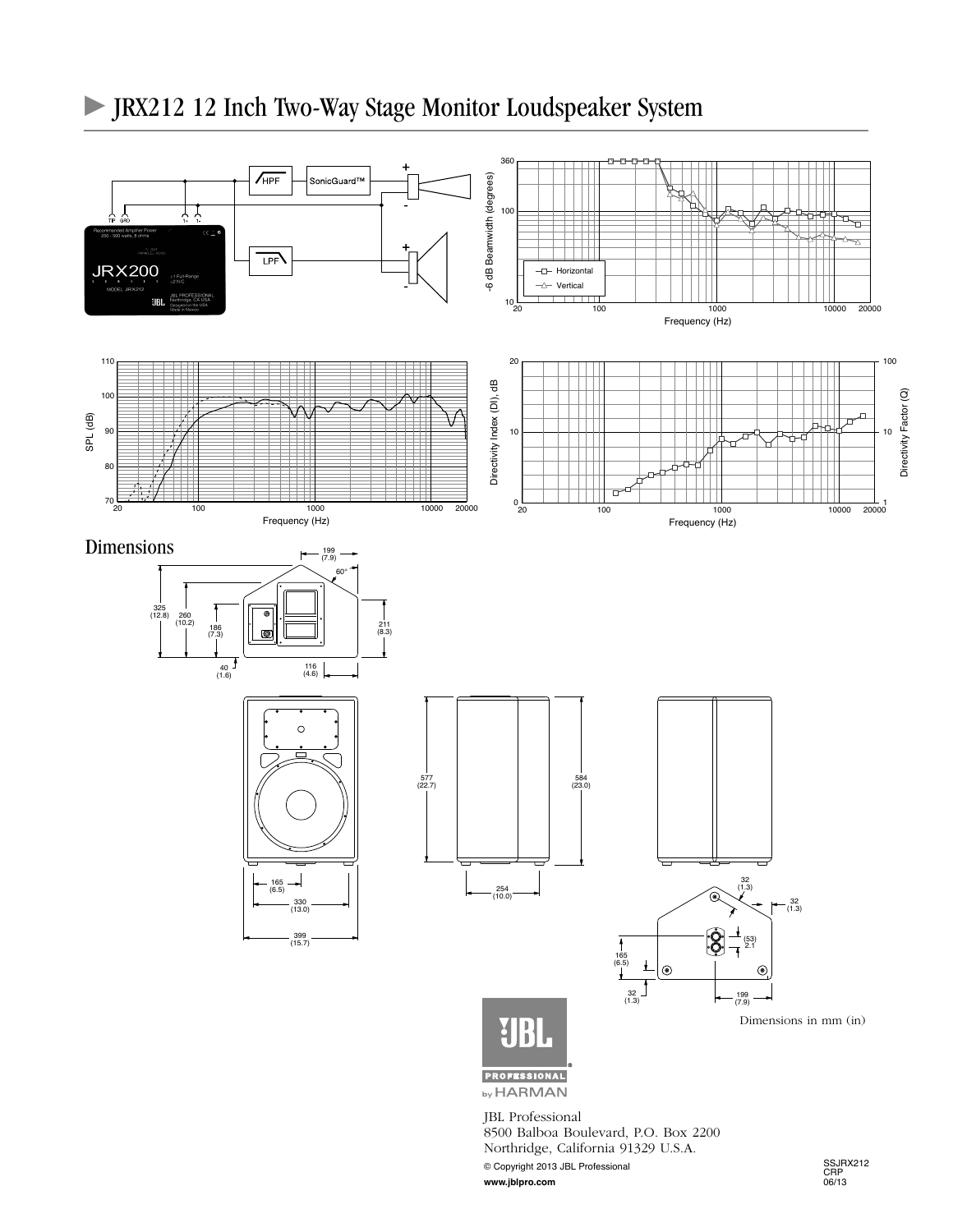# ▶ JRX212 12 Inch Two-Way Stage Monitor Loudspeaker System

HPF
SonicGuard™
LPF
TIP GND
1+ 1-
Recommended Amplifier Power
250 - 500 watts, 8 ohms
JRX200
MODEL JRX212
JBL PROFESSIONAL
Northridge, CA USA
Designed in the USA
Made in Mexico

-6 dB Beamwidth (degrees)
360
100
10
20 100 1000 10000 20000
Frequency (Hz)
Horizontal
Vertical

SPL (dB)
110
100
90
80
70
20 100 1000 10000 20000
Frequency (Hz)

Directivity Index (DI), dB
20
10
0
Directivity Factor (Q)
100
10
1
20 100 1000 10000 20000
Frequency (Hz)

## Dimensions

199 (7.9)
60°
325 (12.8)
260 (10.2)
186 (7.3)
211 (8.3)
40 (1.6)
116 (4.6)
577 (22.7)
584 (23.0)
165 (6.5)
330 (13.0)
399 (15.7)
254 (10.0)
32 (1.3)
32 (1.3)
(53) 2.1
165 (6.5)
32 (1.3)
199 (7.9)

Dimensions in mm (in)

JBL PROFESSIONAL by HARMAN

JBL Professional
8500 Balboa Boulevard, P.O. Box 2200
Northridge, California 91329 U.S.A.

© Copyright 2013 JBL Professional
**www.jblpro.com**

SSJRX212
CRP
06/13